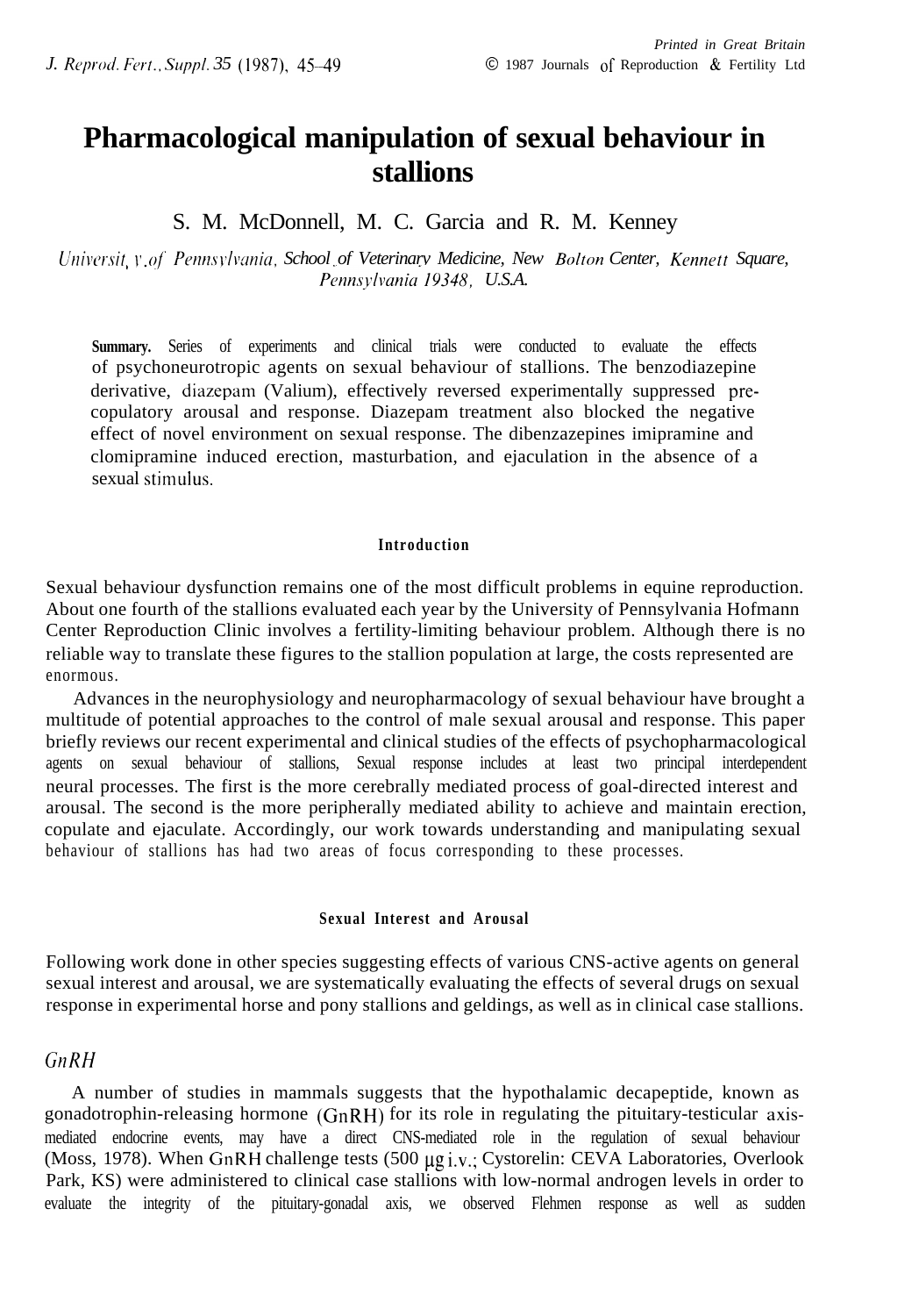# Pharmacological manipulation of sexual behaviour in stallions

S. M. McDonnell, M. C. Garcia and R. M. Kenney

*University of Pennsylvania, School of Veterinary Medicine, New Bolton Center, Kennett Square, Pennsylvania 19348, U.S.A.*

**Summary.** Series of experiments and clinical trials were conducted to evaluate the effects of psychoneurotropic agents on sexual behaviour of stallions. The benzodiazepine derivative, diazepam (Valium), effectively reversed experimentally suppressed pre-copulatory arousal and response. Diazepam treatment also blocked the negative effect of novel environment on sexual response. The dibenzazepines imipramine and clomipramine induced erection, masturbation, and ejaculation in the absence of a sexual stimulus.

## Introduction

Sexual behaviour dysfunction remains one of the most difficult problems in equine reproduction. About one fourth of the stallions evaluated each year by the University of Pennsylvania Hofmann Center Reproduction Clinic involves a fertility-limiting behaviour problem. Although there is no reliable way to translate these figures to the stallion population at large, the costs represented are enormous.

Advances in the neurophysiology and neuropharmacology of sexual behaviour have brought a multitude of potential approaches to the control of male sexual arousal and response. This paper briefly reviews our recent experimental and clinical studies of the effects of psychopharmacological agents on sexual behaviour of stallions, Sexual response includes at least two principal interdependent neural processes. The first is the more cerebrally mediated process of goal-directed interest and arousal. The second is the more peripherally mediated ability to achieve and maintain erection, copulate and ejaculate. Accordingly, our work towards understanding and manipulating sexual behaviour of stallions has had two areas of focus corresponding to these processes.

## Sexual Interest and Arousal

Following work done in other species suggesting effects of various CNS-active agents on general sexual interest and arousal, we are systematically evaluating the effects of several drugs on sexual response in experimental horse and pony stallions and geldings, as well as in clinical case stallions.

### *GnRH*

A number of studies in mammals suggests that the hypothalamic decapeptide, known as gonadotrophin-releasing hormone (GnRH) for its role in regulating the pituitary-testicular axis-mediated endocrine events, may have a direct CNS-mediated role in the regulation of sexual behaviour (Moss, 1978). When GnRH challenge tests (500 μg i.v.; Cystorelin: CEVA Laboratories, Overlook Park, KS) were administered to clinical case stallions with low-normal androgen levels in order to evaluate the integrity of the pituitary-gonadal axis, we observed Flehmen response as well as sudden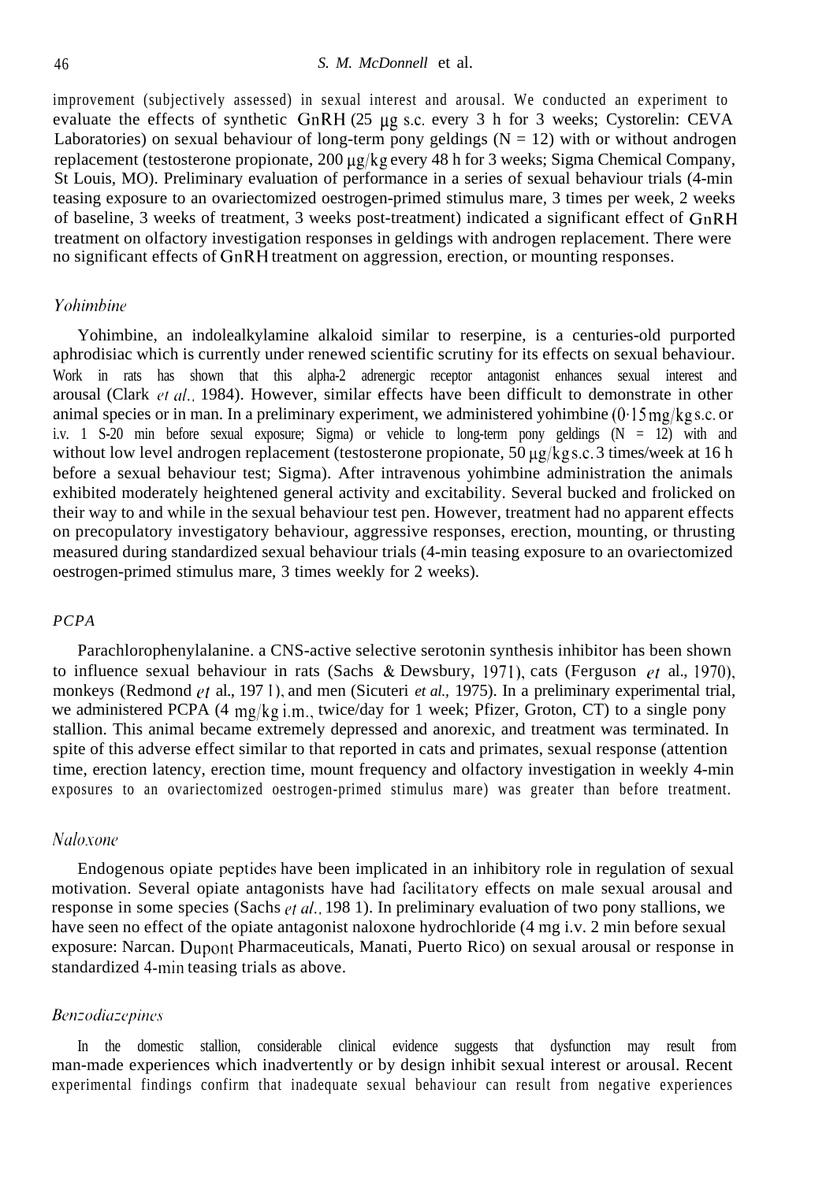improvement (subjectively assessed) in sexual interest and arousal. We conducted an experiment to evaluate the effects of synthetic GnRH (25 μg s.c. every 3 h for 3 weeks; Cystorelin: CEVA Laboratories) on sexual behaviour of long-term pony geldings (N = 12) with or without androgen replacement (testosterone propionate, 200 μg/kg every 48 h for 3 weeks; Sigma Chemical Company, St Louis, MO). Preliminary evaluation of performance in a series of sexual behaviour trials (4-min teasing exposure to an ovariectomized oestrogen-primed stimulus mare, 3 times per week, 2 weeks of baseline, 3 weeks of treatment, 3 weeks post-treatment) indicated a significant effect of GnRH treatment on olfactory investigation responses in geldings with androgen replacement. There were no significant effects of GnRH treatment on aggression, erection, or mounting responses.

### *Yohimbine*

Yohimbine, an indolealkylamine alkaloid similar to reserpine, is a centuries-old purported aphrodisiac which is currently under renewed scientific scrutiny for its effects on sexual behaviour. Work in rats has shown that this alpha-2 adrenergic receptor antagonist enhances sexual interest and arousal (Clark *et al.*, 1984). However, similar effects have been difficult to demonstrate in other animal species or in man. In a preliminary experiment, we administered yohimbine (0·15 mg/kg s.c. or i.v. 1 S-20 min before sexual exposure; Sigma) or vehicle to long-term pony geldings (N = 12) with and without low level androgen replacement (testosterone propionate, 50 μg/kg s.c. 3 times/week at 16 h before a sexual behaviour test; Sigma). After intravenous yohimbine administration the animals exhibited moderately heightened general activity and excitability. Several bucked and frolicked on their way to and while in the sexual behaviour test pen. However, treatment had no apparent effects on precopulatory investigatory behaviour, aggressive responses, erection, mounting, or thrusting measured during standardized sexual behaviour trials (4-min teasing exposure to an ovariectomized oestrogen-primed stimulus mare, 3 times weekly for 2 weeks).

### *PCPA*

Parachlorophenylalanine. a CNS-active selective serotonin synthesis inhibitor has been shown to influence sexual behaviour in rats (Sachs & Dewsbury, 1971), cats (Ferguson *et* al., 1970), monkeys (Redmond *et* al., 1971), and men (Sicuteri *et al.,* 1975). In a preliminary experimental trial, we administered PCPA (4 mg/kg i.m., twice/day for 1 week; Pfizer, Groton, CT) to a single pony stallion. This animal became extremely depressed and anorexic, and treatment was terminated. In spite of this adverse effect similar to that reported in cats and primates, sexual response (attention time, erection latency, erection time, mount frequency and olfactory investigation in weekly 4-min exposures to an ovariectomized oestrogen-primed stimulus mare) was greater than before treatment.

### *Naloxone*

Endogenous opiate peptides have been implicated in an inhibitory role in regulation of sexual motivation. Several opiate antagonists have had facilitatory effects on male sexual arousal and response in some species (Sachs *et al.*, 1981). In preliminary evaluation of two pony stallions, we have seen no effect of the opiate antagonist naloxone hydrochloride (4 mg i.v. 2 min before sexual exposure: Narcan. Dupont Pharmaceuticals, Manati, Puerto Rico) on sexual arousal or response in standardized 4-min teasing trials as above.

### *Benzodiazepines*

In the domestic stallion, considerable clinical evidence suggests that dysfunction may result from man-made experiences which inadvertently or by design inhibit sexual interest or arousal. Recent experimental findings confirm that inadequate sexual behaviour can result from negative experiences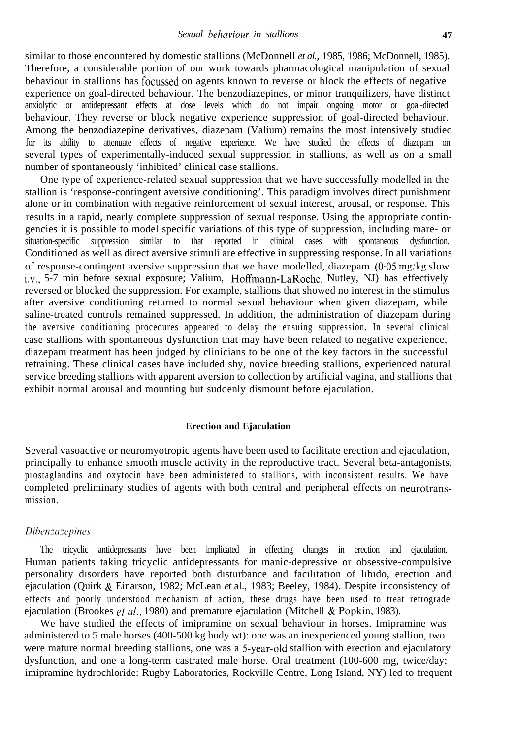similar to those encountered by domestic stallions (McDonnell *et al.*, 1985, 1986; McDonnell, 1985). Therefore, a considerable portion of our work towards pharmacological manipulation of sexual behaviour in stallions has focussed on agents known to reverse or block the effects of negative experience on goal-directed behaviour. The benzodiazepines, or minor tranquilizers, have distinct anxiolytic or antidepressant effects at dose levels which do not impair ongoing motor or goal-directed behaviour. They reverse or block negative experience suppression of goal-directed behaviour. Among the benzodiazepine derivatives, diazepam (Valium) remains the most intensively studied for its ability to attenuate effects of negative experience. We have studied the effects of diazepam on several types of experimentally-induced sexual suppression in stallions, as well as on a small number of spontaneously 'inhibited' clinical case stallions.

One type of experience-related sexual suppression that we have successfully modelled in the stallion is 'response-contingent aversive conditioning'. This paradigm involves direct punishment alone or in combination with negative reinforcement of sexual interest, arousal, or response. This results in a rapid, nearly complete suppression of sexual response. Using the appropriate contingencies it is possible to model specific variations of this type of suppression, including mare- or situation-specific suppression similar to that reported in clinical cases with spontaneous dysfunction. Conditioned as well as direct aversive stimuli are effective in suppressing response. In all variations of response-contingent aversive suppression that we have modelled, diazepam (0·05 mg/kg slow i.v., 5-7 min before sexual exposure; Valium, Hoffmann-LaRoche, Nutley, NJ) has effectively reversed or blocked the suppression. For example, stallions that showed no interest in the stimulus after aversive conditioning returned to normal sexual behaviour when given diazepam, while saline-treated controls remained suppressed. In addition, the administration of diazepam during the aversive conditioning procedures appeared to delay the ensuing suppression. In several clinical case stallions with spontaneous dysfunction that may have been related to negative experience, diazepam treatment has been judged by clinicians to be one of the key factors in the successful retraining. These clinical cases have included shy, novice breeding stallions, experienced natural service breeding stallions with apparent aversion to collection by artificial vagina, and stallions that exhibit normal arousal and mounting but suddenly dismount before ejaculation.

## Erection and Ejaculation

Several vasoactive or neuromyotropic agents have been used to facilitate erection and ejaculation, principally to enhance smooth muscle activity in the reproductive tract. Several beta-antagonists, prostaglandins and oxytocin have been administered to stallions, with inconsistent results. We have completed preliminary studies of agents with both central and peripheral effects on neurotransmission.

### *Dibenzazepines*

The tricyclic antidepressants have been implicated in effecting changes in erection and ejaculation. Human patients taking tricyclic antidepressants for manic-depressive or obsessive-compulsive personality disorders have reported both disturbance and facilitation of libido, erection and ejaculation (Quirk & Einarson, 1982; McLean *et* al., 1983; Beeley, 1984). Despite inconsistency of effects and poorly understood mechanism of action, these drugs have been used to treat retrograde ejaculation (Brookes *et al.,* 1980) and premature ejaculation (Mitchell & Popkin, 1983).

We have studied the effects of imipramine on sexual behaviour in horses. Imipramine was administered to 5 male horses (400-500 kg body wt): one was an inexperienced young stallion, two were mature normal breeding stallions, one was a 5-year-old stallion with erection and ejaculatory dysfunction, and one a long-term castrated male horse. Oral treatment (100-600 mg, twice/day; imipramine hydrochloride: Rugby Laboratories, Rockville Centre, Long Island, NY) led to frequent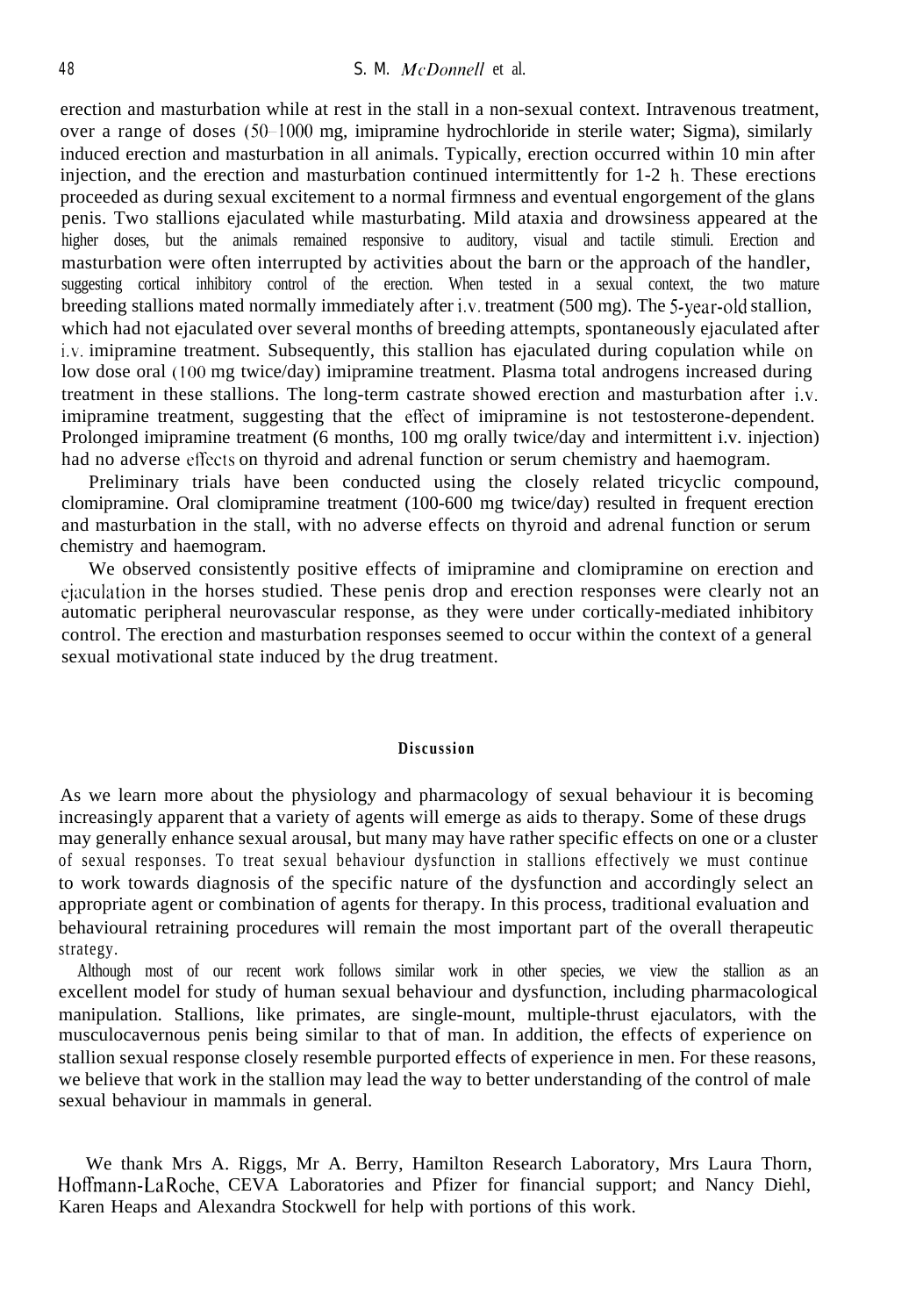erection and masturbation while at rest in the stall in a non-sexual context. Intravenous treatment, over a range of doses (50–1000 mg, imipramine hydrochloride in sterile water; Sigma), similarly induced erection and masturbation in all animals. Typically, erection occurred within 10 min after injection, and the erection and masturbation continued intermittently for 1-2 h. These erections proceeded as during sexual excitement to a normal firmness and eventual engorgement of the glans penis. Two stallions ejaculated while masturbating. Mild ataxia and drowsiness appeared at the higher doses, but the animals remained responsive to auditory, visual and tactile stimuli. Erection and masturbation were often interrupted by activities about the barn or the approach of the handler, suggesting cortical inhibitory control of the erection. When tested in a sexual context, the two mature breeding stallions mated normally immediately after i.v. treatment (500 mg). The 5-year-old stallion, which had not ejaculated over several months of breeding attempts, spontaneously ejaculated after i.v. imipramine treatment. Subsequently, this stallion has ejaculated during copulation while on low dose oral (100 mg twice/day) imipramine treatment. Plasma total androgens increased during treatment in these stallions. The long-term castrate showed erection and masturbation after i.v. imipramine treatment, suggesting that the effect of imipramine is not testosterone-dependent. Prolonged imipramine treatment (6 months, 100 mg orally twice/day and intermittent i.v. injection) had no adverse effects on thyroid and adrenal function or serum chemistry and haemogram.

Preliminary trials have been conducted using the closely related tricyclic compound, clomipramine. Oral clomipramine treatment (100-600 mg twice/day) resulted in frequent erection and masturbation in the stall, with no adverse effects on thyroid and adrenal function or serum chemistry and haemogram.

We observed consistently positive effects of imipramine and clomipramine on erection and ejaculation in the horses studied. These penis drop and erection responses were clearly not an automatic peripheral neurovascular response, as they were under cortically-mediated inhibitory control. The erection and masturbation responses seemed to occur within the context of a general sexual motivational state induced by the drug treatment.

## Discussion

As we learn more about the physiology and pharmacology of sexual behaviour it is becoming increasingly apparent that a variety of agents will emerge as aids to therapy. Some of these drugs may generally enhance sexual arousal, but many may have rather specific effects on one or a cluster of sexual responses. To treat sexual behaviour dysfunction in stallions effectively we must continue to work towards diagnosis of the specific nature of the dysfunction and accordingly select an appropriate agent or combination of agents for therapy. In this process, traditional evaluation and behavioural retraining procedures will remain the most important part of the overall therapeutic strategy.

Although most of our recent work follows similar work in other species, we view the stallion as an excellent model for study of human sexual behaviour and dysfunction, including pharmacological manipulation. Stallions, like primates, are single-mount, multiple-thrust ejaculators, with the musculocavernous penis being similar to that of man. In addition, the effects of experience on stallion sexual response closely resemble purported effects of experience in men. For these reasons, we believe that work in the stallion may lead the way to better understanding of the control of male sexual behaviour in mammals in general.

We thank Mrs A. Riggs, Mr A. Berry, Hamilton Research Laboratory, Mrs Laura Thorn, Hoffmann-LaRoche, CEVA Laboratories and Pfizer for financial support; and Nancy Diehl, Karen Heaps and Alexandra Stockwell for help with portions of this work.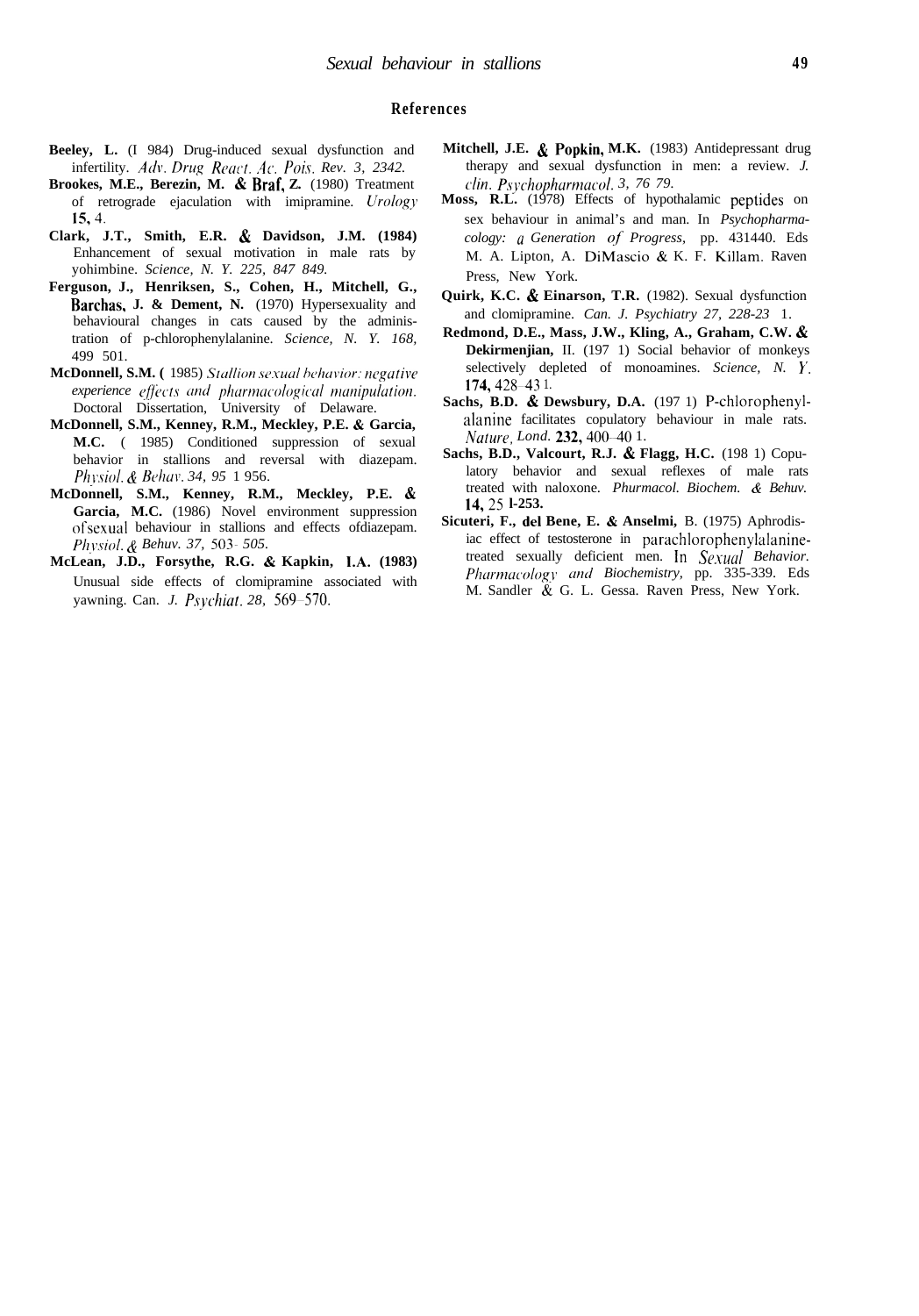## References

**Beeley, L.** (I 984) Drug-induced sexual dysfunction and infertility. *Adv. Drug React. Ac. Pois. Rev. 3, 2342.*

**Brookes, M.E., Berezin, M. & Braf, Z.** (1980) Treatment of retrograde ejaculation with imipramine. *Urology* **15,** 4.

**Clark, J.T., Smith, E.R. & Davidson, J.M. (1984)** Enhancement of sexual motivation in male rats by yohimbine. *Science, N. Y. 225, 847 849.*

**Ferguson, J., Henriksen, S., Cohen, H., Mitchell, G., Barchas, J. & Dement, N.** (1970) Hypersexuality and behavioural changes in cats caused by the administration of p-chlorophenylalanine. *Science, N. Y. 168,* 499 501.

**McDonnell, S.M. (** 1985) *Stallion sexual behavior: negative experience effects and pharmacological manipulation.* Doctoral Dissertation, University of Delaware.

**McDonnell, S.M., Kenney, R.M., Meckley, P.E. & Garcia, M.C.** ( 1985) Conditioned suppression of sexual behavior in stallions and reversal with diazepam. *Physiol. & Behav. 34, 95* 1 956.

**McDonnell, S.M., Kenney, R.M., Meckley, P.E. & Garcia, M.C.** (1986) Novel environment suppression of sexual behaviour in stallions and effects ofdiazepam. *Physiol. & Behuv. 37,* 503- *505.*

**McLean, J.D., Forsythe, R.G. & Kapkin, I.A. (1983)** Unusual side effects of clomipramine associated with yawning. Can. *J. Psychiat. 28,* 569–570.

**Mitchell, J.E. & Popkin, M.K.** (1983) Antidepressant drug therapy and sexual dysfunction in men: a review. *J. clin. Psychopharmacol. 3, 76 79.*

**Moss, R.L.** (1978) Effects of hypothalamic peptides on sex behaviour in animal's and man. In *Psychopharmacology: a Generation of Progress,* pp. 431440. Eds M. A. Lipton, A. DiMascio & K. F. Killam. Raven Press, New York.

**Quirk, K.C. & Einarson, T.R.** (1982). Sexual dysfunction and clomipramine. *Can. J. Psychiatry 27, 228-23* 1.

**Redmond, D.E., Mass, J.W., Kling, A., Graham, C.W. & Dekirmenjian,** II. (197 1) Social behavior of monkeys selectively depleted of monoamines. *Science, N. Y.* **174,** 428–43 1.

**Sachs, B.D. & Dewsbury, D.A.** (197 1) P-chlorophenylalanine facilitates copulatory behaviour in male rats. *Nature, Lond.* **232,** 400–40 1.

**Sachs, B.D., Valcourt, R.J. & Flagg, H.C.** (198 1) Copulatory behavior and sexual reflexes of male rats treated with naloxone. *Phurmacol. Biochem. & Behuv.* **14,** 25 **l-253.**

**Sicuteri, F., del Bene, E. & Anselmi,** B. (1975) Aphrodisiac effect of testosterone in parachlorophenylalanine-treated sexually deficient men. In *Sexual Behavior. Pharmacology and Biochemistry,* pp. 335-339. Eds M. Sandler & G. L. Gessa. Raven Press, New York.